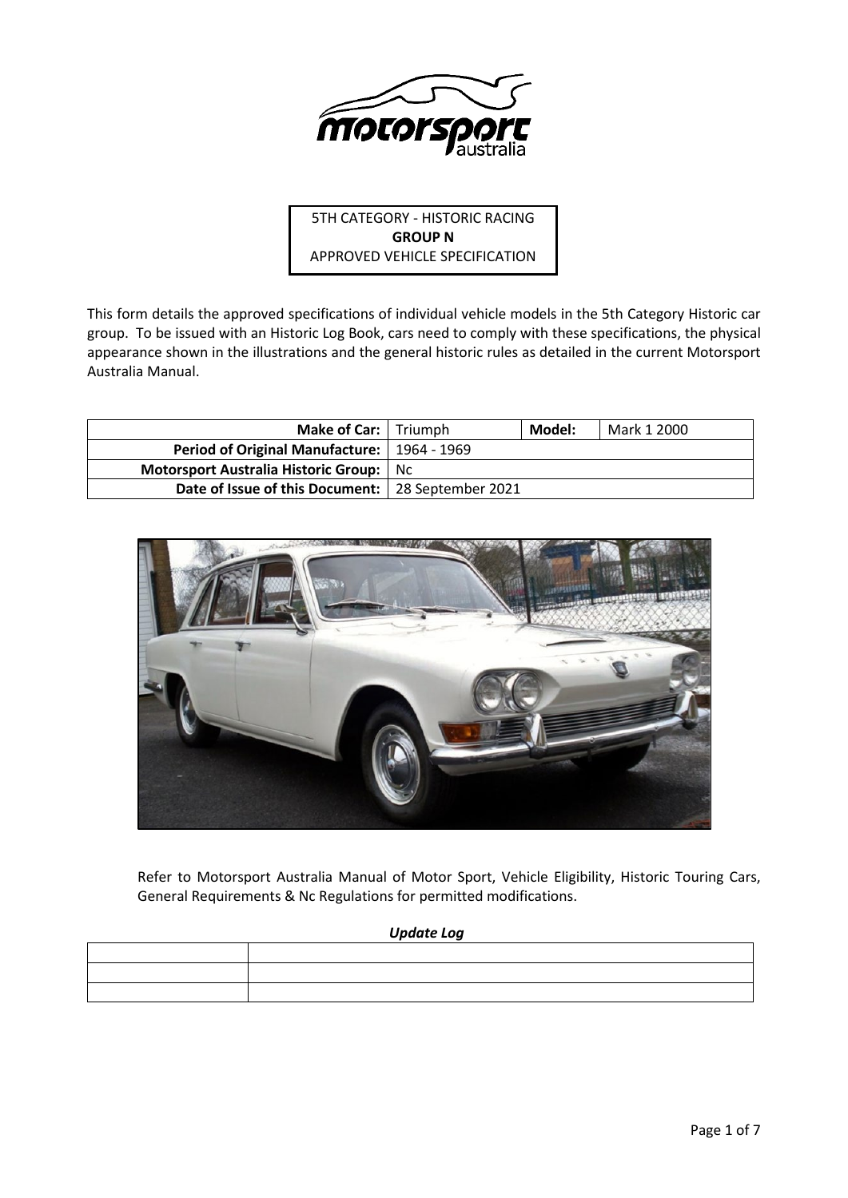5TH CATEGORY - HISTORIC RACING
**GROUP N**
APPROVED VEHICLE SPECIFICATION

This form details the approved specifications of individual vehicle models in the 5th Category Historic car group. To be issued with an Historic Log Book, cars need to comply with these specifications, the physical appearance shown in the illustrations and the general historic rules as detailed in the current Motorsport Australia Manual.

| **Make of Car:** | Triumph | **Model:** | Mark 1 2000 |
|---:|---|---|---|
| **Period of Original Manufacture:** | 1964 - 1969 | | |
| **Motorsport Australia Historic Group:** | Nc | | |
| **Date of Issue of this Document:** | 28 September 2021 | | |

Refer to Motorsport Australia Manual of Motor Sport, Vehicle Eligibility, Historic Touring Cars, General Requirements & Nc Regulations for permitted modifications.

***Update Log***

| | |
|---|---|
| | |
| | |
| | |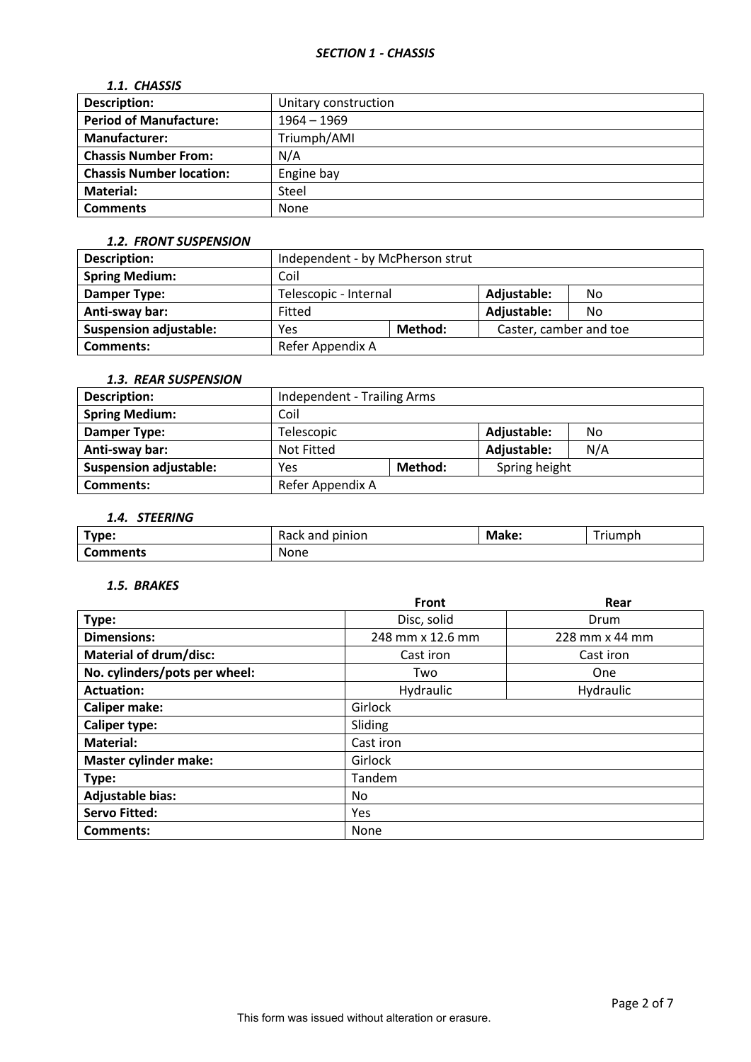### *SECTION 1 - CHASSIS*

#### *1.1. CHASSIS*

| **Description:** | Unitary construction |
|---|---|
| **Period of Manufacture:** | 1964 – 1969 |
| **Manufacturer:** | Triumph/AMI |
| **Chassis Number From:** | N/A |
| **Chassis Number location:** | Engine bay |
| **Material:** | Steel |
| **Comments** | None |

#### *1.2. FRONT SUSPENSION*

| **Description:** | Independent - by McPherson strut | | | |
|---|---|---|---|---|
| **Spring Medium:** | Coil | | | |
| **Damper Type:** | Telescopic - Internal | | **Adjustable:** | No |
| **Anti-sway bar:** | Fitted | | **Adjustable:** | No |
| **Suspension adjustable:** | Yes | **Method:** | Caster, camber and toe | |
| **Comments:** | Refer Appendix A | | | |

#### *1.3. REAR SUSPENSION*

| **Description:** | Independent - Trailing Arms | | | |
|---|---|---|---|---|
| **Spring Medium:** | Coil | | | |
| **Damper Type:** | Telescopic | | **Adjustable:** | No |
| **Anti-sway bar:** | Not Fitted | | **Adjustable:** | N/A |
| **Suspension adjustable:** | Yes | **Method:** | Spring height | |
| **Comments:** | Refer Appendix A | | | |

#### *1.4. STEERING*

| **Type:** | Rack and pinion | **Make:** | Triumph |
|---|---|---|---|
| **Comments** | None | | |

#### *1.5. BRAKES*

| | **Front** | **Rear** |
|---|---|---|
| **Type:** | Disc, solid | Drum |
| **Dimensions:** | 248 mm x 12.6 mm | 228 mm x 44 mm |
| **Material of drum/disc:** | Cast iron | Cast iron |
| **No. cylinders/pots per wheel:** | Two | One |
| **Actuation:** | Hydraulic | Hydraulic |
| **Caliper make:** | Girlock | |
| **Caliper type:** | Sliding | |
| **Material:** | Cast iron | |
| **Master cylinder make:** | Girlock | |
| **Type:** | Tandem | |
| **Adjustable bias:** | No | |
| **Servo Fitted:** | Yes | |
| **Comments:** | None | |

This form was issued without alteration or erasure.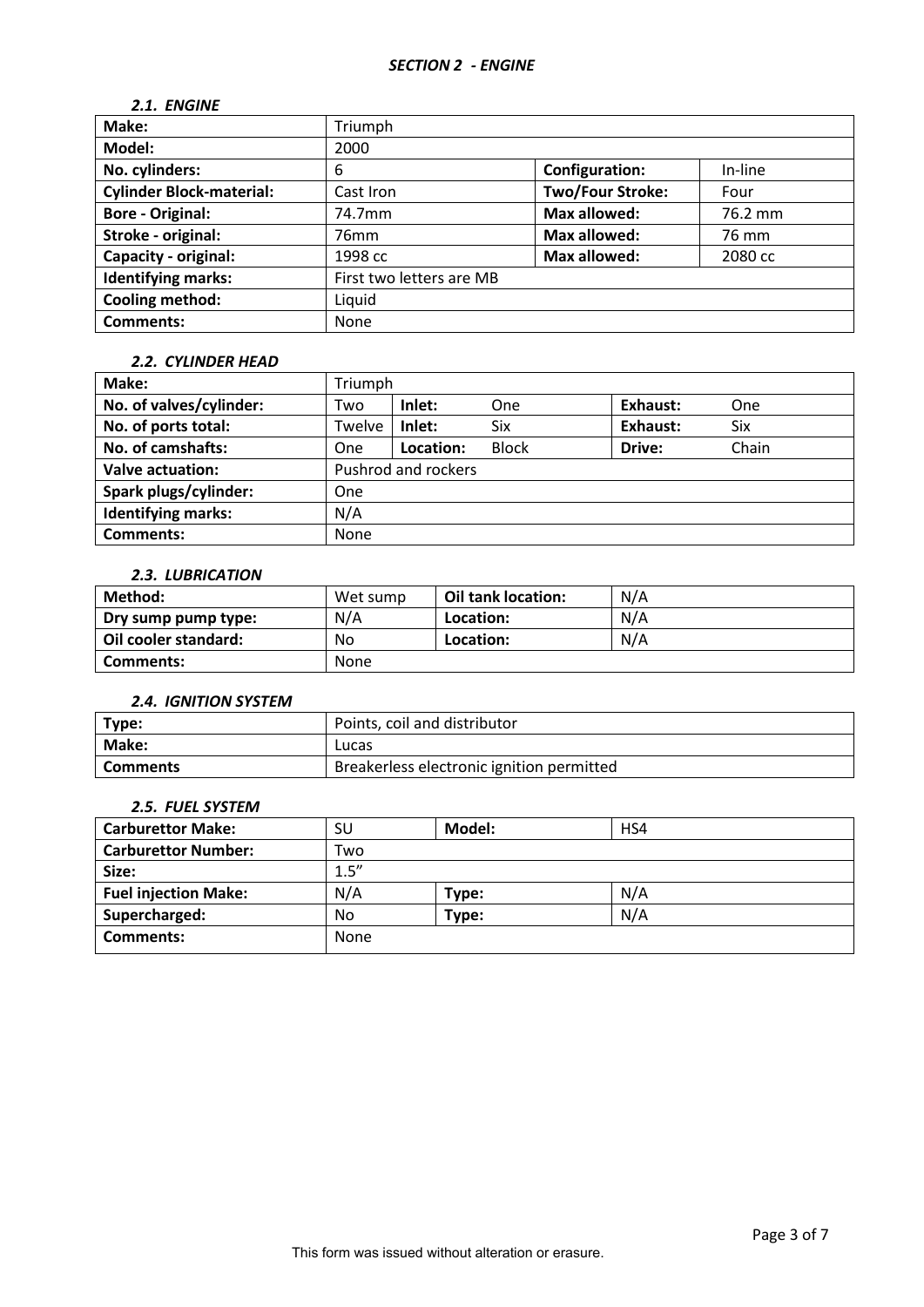## *SECTION 2 - ENGINE*

### *2.1. ENGINE*

| **Make:** | Triumph | | |
|---|---|---|---|
| **Model:** | 2000 | | |
| **No. cylinders:** | 6 | **Configuration:** | In-line |
| **Cylinder Block-material:** | Cast Iron | **Two/Four Stroke:** | Four |
| **Bore - Original:** | 74.7mm | **Max allowed:** | 76.2 mm |
| **Stroke - original:** | 76mm | **Max allowed:** | 76 mm |
| **Capacity - original:** | 1998 cc | **Max allowed:** | 2080 cc |
| **Identifying marks:** | First two letters are MB | | |
| **Cooling method:** | Liquid | | |
| **Comments:** | None | | |

### *2.2. CYLINDER HEAD*

| **Make:** | Triumph | | | | |
|---|---|---|---|---|---|
| **No. of valves/cylinder:** | Two | **Inlet:** | One | **Exhaust:** | One |
| **No. of ports total:** | Twelve | **Inlet:** | Six | **Exhaust:** | Six |
| **No. of camshafts:** | One | **Location:** | Block | **Drive:** | Chain |
| **Valve actuation:** | Pushrod and rockers | | | | |
| **Spark plugs/cylinder:** | One | | | | |
| **Identifying marks:** | N/A | | | | |
| **Comments:** | None | | | | |

### *2.3. LUBRICATION*

| **Method:** | Wet sump | **Oil tank location:** | N/A |
|---|---|---|---|
| **Dry sump pump type:** | N/A | **Location:** | N/A |
| **Oil cooler standard:** | No | **Location:** | N/A |
| **Comments:** | None | | |

### *2.4. IGNITION SYSTEM*

| **Type:** | Points, coil and distributor |
|---|---|
| **Make:** | Lucas |
| **Comments** | Breakerless electronic ignition permitted |

### *2.5. FUEL SYSTEM*

| **Carburettor Make:** | SU | **Model:** | HS4 |
|---|---|---|---|
| **Carburettor Number:** | Two | | |
| **Size:** | 1.5" | | |
| **Fuel injection Make:** | N/A | **Type:** | N/A |
| **Supercharged:** | No | **Type:** | N/A |
| **Comments:** | None | | |

This form was issued without alteration or erasure.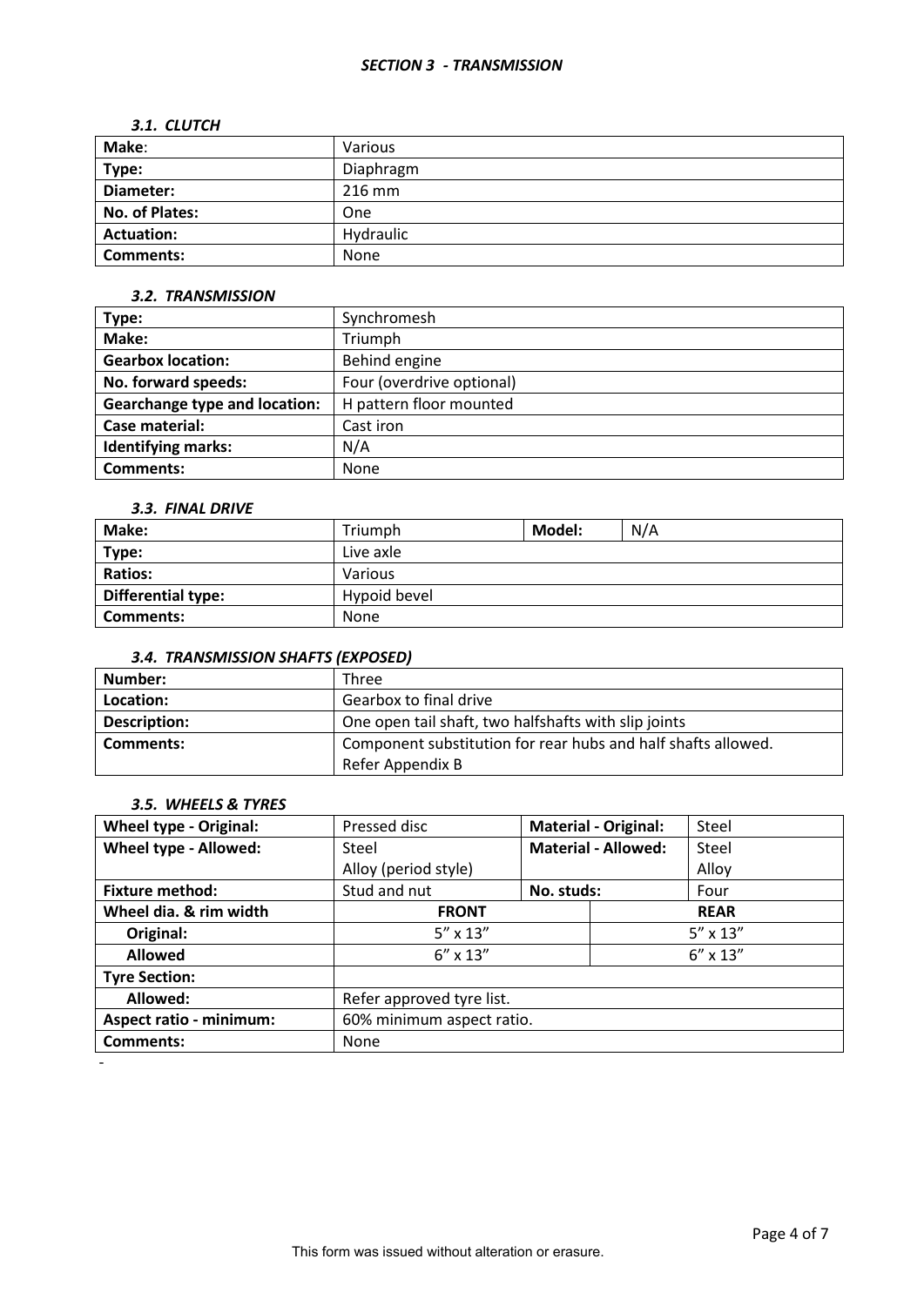# *SECTION 3 - TRANSMISSION*

### *3.1. CLUTCH*

| **Make**: | Various |
|---|---|
| **Type:** | Diaphragm |
| **Diameter:** | 216 mm |
| **No. of Plates:** | One |
| **Actuation:** | Hydraulic |
| **Comments:** | None |

### *3.2. TRANSMISSION*

| **Type:** | Synchromesh |
|---|---|
| **Make:** | Triumph |
| **Gearbox location:** | Behind engine |
| **No. forward speeds:** | Four (overdrive optional) |
| **Gearchange type and location:** | H pattern floor mounted |
| **Case material:** | Cast iron |
| **Identifying marks:** | N/A |
| **Comments:** | None |

### *3.3. FINAL DRIVE*

| **Make:** | Triumph | **Model:** | N/A |
|---|---|---|---|
| **Type:** | Live axle | | |
| **Ratios:** | Various | | |
| **Differential type:** | Hypoid bevel | | |
| **Comments:** | None | | |

### *3.4. TRANSMISSION SHAFTS (EXPOSED)*

| **Number:** | Three |
|---|---|
| **Location:** | Gearbox to final drive |
| **Description:** | One open tail shaft, two halfshafts with slip joints |
| **Comments:** | Component substitution for rear hubs and half shafts allowed. Refer Appendix B |

### *3.5. WHEELS & TYRES*

| **Wheel type - Original:** | Pressed disc | **Material - Original:** | Steel |
|---|---|---|---|
| **Wheel type - Allowed:** | Steel<br>Alloy (period style) | **Material - Allowed:** | Steel<br>Alloy |
| **Fixture method:** | Stud and nut | **No. studs:** | Four |
| **Wheel dia. & rim width** | **FRONT** | | **REAR** |
| **Original:** | 5" x 13" | | 5" x 13" |
| **Allowed** | 6" x 13" | | 6" x 13" |
| **Tyre Section:** | | | |
| **Allowed:** | Refer approved tyre list. | | |
| **Aspect ratio - minimum:** | 60% minimum aspect ratio. | | |
| **Comments:** | None | | |

-

This form was issued without alteration or erasure.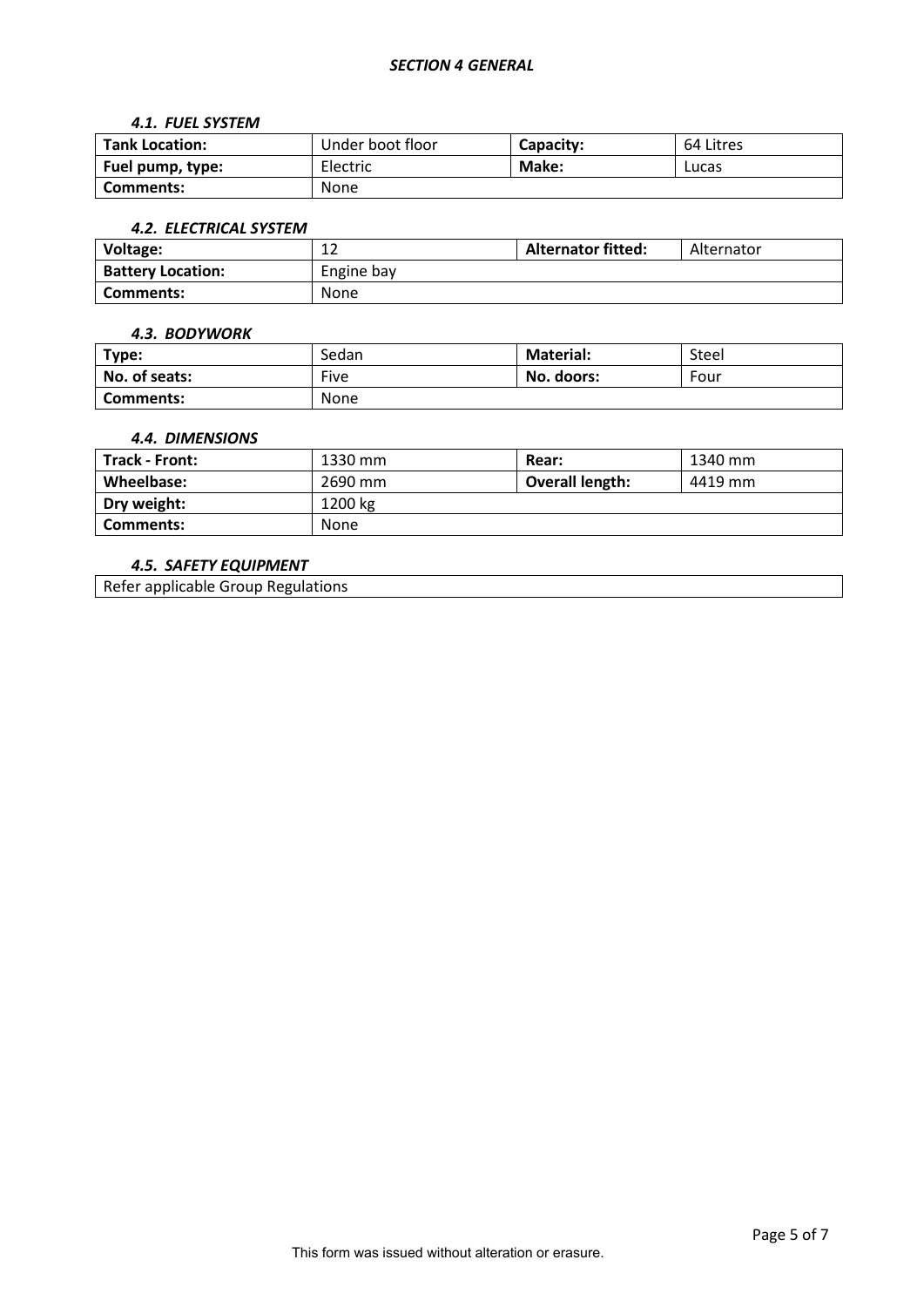### *SECTION 4 GENERAL*

#### *4.1. FUEL SYSTEM*

| **Tank Location:** | Under boot floor | **Capacity:** | 64 Litres |
|---|---|---|---|
| **Fuel pump, type:** | Electric | **Make:** | Lucas |
| **Comments:** | None | | |

#### *4.2. ELECTRICAL SYSTEM*

| **Voltage:** | 12 | **Alternator fitted:** | Alternator |
|---|---|---|---|
| **Battery Location:** | Engine bay | | |
| **Comments:** | None | | |

#### *4.3. BODYWORK*

| **Type:** | Sedan | **Material:** | Steel |
|---|---|---|---|
| **No. of seats:** | Five | **No. doors:** | Four |
| **Comments:** | None | | |

#### *4.4. DIMENSIONS*

| **Track - Front:** | 1330 mm | **Rear:** | 1340 mm |
|---|---|---|---|
| **Wheelbase:** | 2690 mm | **Overall length:** | 4419 mm |
| **Dry weight:** | 1200 kg | | |
| **Comments:** | None | | |

#### *4.5. SAFETY EQUIPMENT*

| Refer applicable Group Regulations |
|---|

This form was issued without alteration or erasure.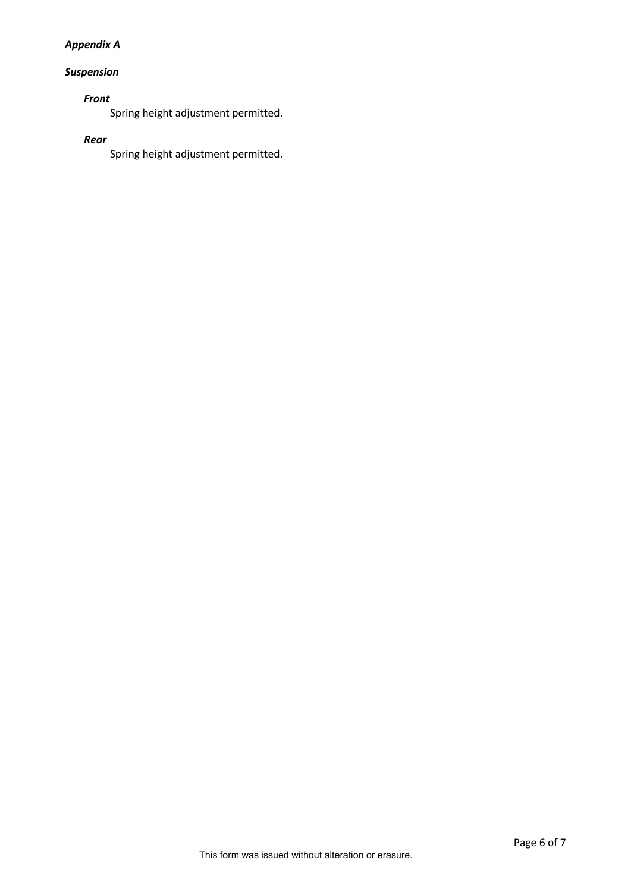***Appendix A***

***Suspension***

***Front***

Spring height adjustment permitted.

***Rear***

Spring height adjustment permitted.

This form was issued without alteration or erasure.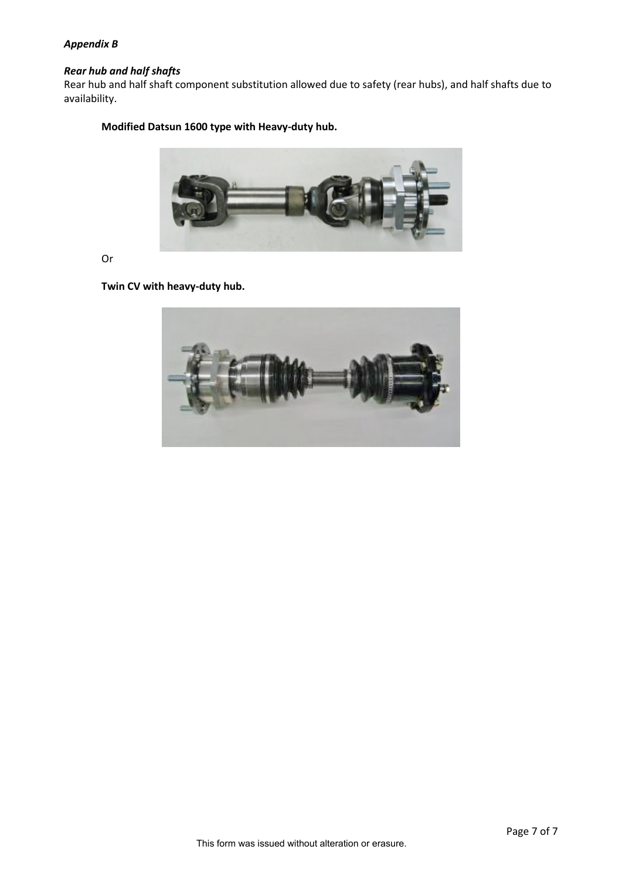*Appendix B*

***Rear hub and half shafts***

Rear hub and half shaft component substitution allowed due to safety (rear hubs), and half shafts due to availability.

**Modified Datsun 1600 type with Heavy-duty hub.**

Or

**Twin CV with heavy-duty hub.**

This form was issued without alteration or erasure.